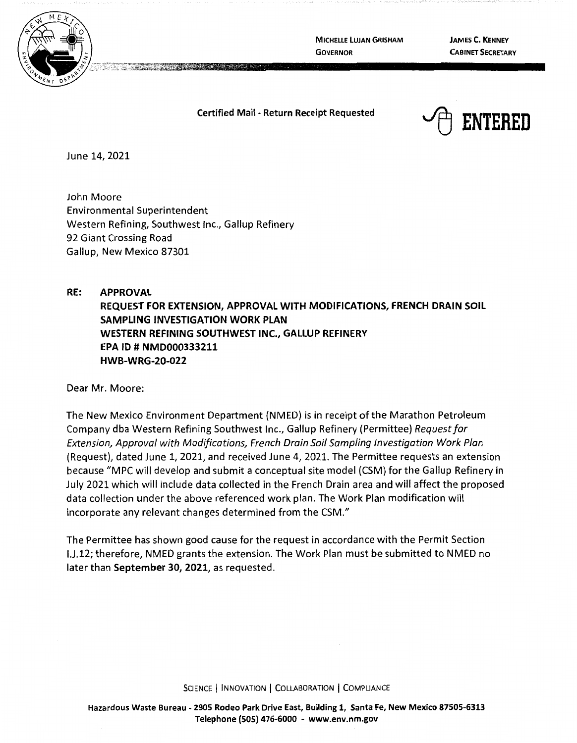MICHELLE LUJAN GRISHAM
GOVERNOR

JAMES C. KENNEY
CABINET SECRETARY

**Certified Mail - Return Receipt Requested**

**ENTERED**

June 14, 2021

John Moore
Environmental Superintendent
Western Refining, Southwest Inc., Gallup Refinery
92 Giant Crossing Road
Gallup, New Mexico 87301

**RE: APPROVAL
REQUEST FOR EXTENSION, APPROVAL WITH MODIFICATIONS, FRENCH DRAIN SOIL SAMPLING INVESTIGATION WORK PLAN
WESTERN REFINING SOUTHWEST INC., GALLUP REFINERY
EPA ID # NMD000333211
HWB-WRG-20-022**

Dear Mr. Moore:

The New Mexico Environment Department (NMED) is in receipt of the Marathon Petroleum Company dba Western Refining Southwest Inc., Gallup Refinery (Permittee) *Request for Extension, Approval with Modifications, French Drain Soil Sampling Investigation Work Plan* (Request), dated June 1, 2021, and received June 4, 2021. The Permittee requests an extension because "MPC will develop and submit a conceptual site model (CSM) for the Gallup Refinery in July 2021 which will include data collected in the French Drain area and will affect the proposed data collection under the above referenced work plan. The Work Plan modification will incorporate any relevant changes determined from the CSM."

The Permittee has shown good cause for the request in accordance with the Permit Section I.J.12; therefore, NMED grants the extension. The Work Plan must be submitted to NMED no later than **September 30, 2021**, as requested.

SCIENCE | INNOVATION | COLLABORATION | COMPLIANCE

**Hazardous Waste Bureau - 2905 Rodeo Park Drive East, Building 1, Santa Fe, New Mexico 87505-6313
Telephone (505) 476-6000 - www.env.nm.gov**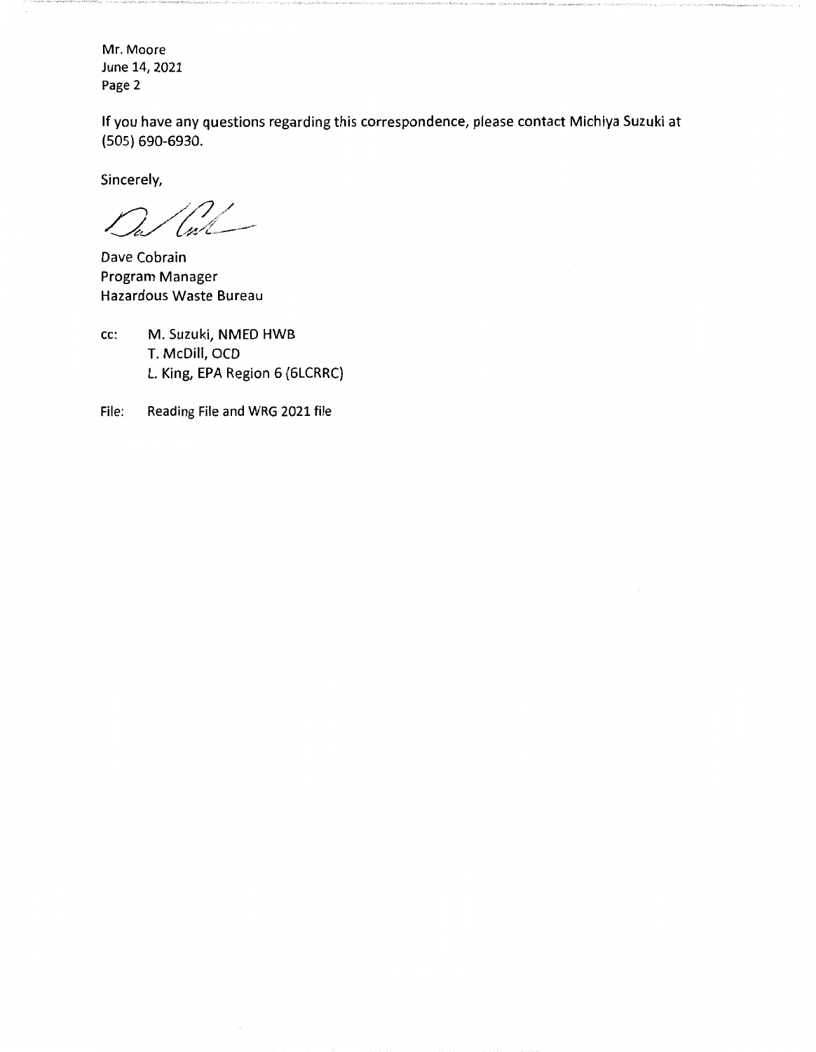If you have any questions regarding this correspondence, please contact Michiya Suzuki at (505) 690-6930.

Sincerely,

Dave Cobrain
Program Manager
Hazardous Waste Bureau

cc: M. Suzuki, NMED HWB
T. McDill, OCD
L. King, EPA Region 6 (6LCRRC)

File: Reading File and WRG 2021 file